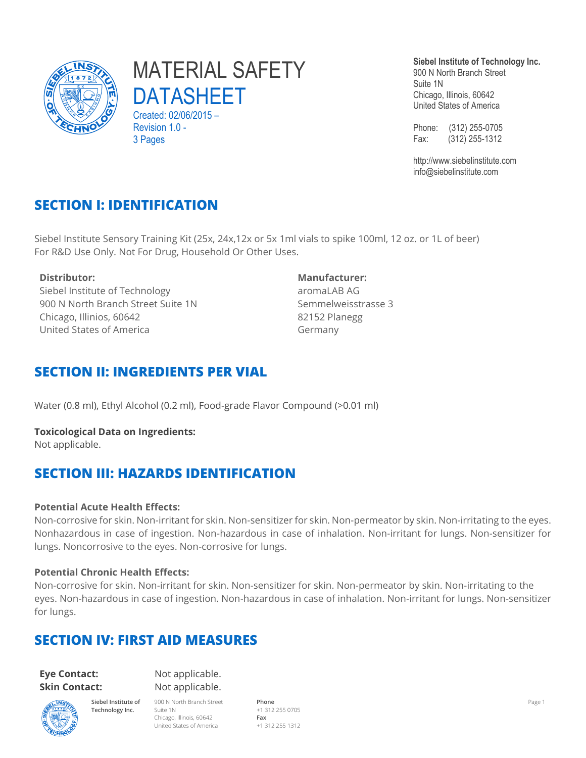# MATERIAL SAFETY DATASHEET

Created: 02/06/2015 –
Revision 1.0 -
3 Pages

**Siebel Institute of Technology Inc.**
900 N North Branch Street
Suite 1N
Chicago, Illinois, 60642
United States of America

Phone: (312) 255-0705
Fax: (312) 255-1312

http://www.siebelinstitute.com
info@siebelinstitute.com

## SECTION I: IDENTIFICATION

Siebel Institute Sensory Training Kit (25x, 24x,12x or 5x 1ml vials to spike 100ml, 12 oz. or 1L of beer)
For R&D Use Only. Not For Drug, Household Or Other Uses.

**Distributor:**
Siebel Institute of Technology
900 N North Branch Street Suite 1N
Chicago, Illinios, 60642
United States of America

**Manufacturer:**
aromaLAB AG
Semmelweisstrasse 3
82152 Planegg
Germany

## SECTION II: INGREDIENTS PER VIAL

Water (0.8 ml), Ethyl Alcohol (0.2 ml), Food-grade Flavor Compound (>0.01 ml)

**Toxicological Data on Ingredients:**
Not applicable.

## SECTION III: HAZARDS IDENTIFICATION

**Potential Acute Health Effects:**
Non-corrosive for skin. Non-irritant for skin. Non-sensitizer for skin. Non-permeator by skin. Non-irritating to the eyes. Nonhazardous in case of ingestion. Non-hazardous in case of inhalation. Non-irritant for lungs. Non-sensitizer for lungs. Noncorrosive to the eyes. Non-corrosive for lungs.

**Potential Chronic Health Effects:**
Non-corrosive for skin. Non-irritant for skin. Non-sensitizer for skin. Non-permeator by skin. Non-irritating to the eyes. Non-hazardous in case of ingestion. Non-hazardous in case of inhalation. Non-irritant for lungs. Non-sensitizer for lungs.

## SECTION IV: FIRST AID MEASURES

**Eye Contact:** Not applicable.
**Skin Contact:** Not applicable.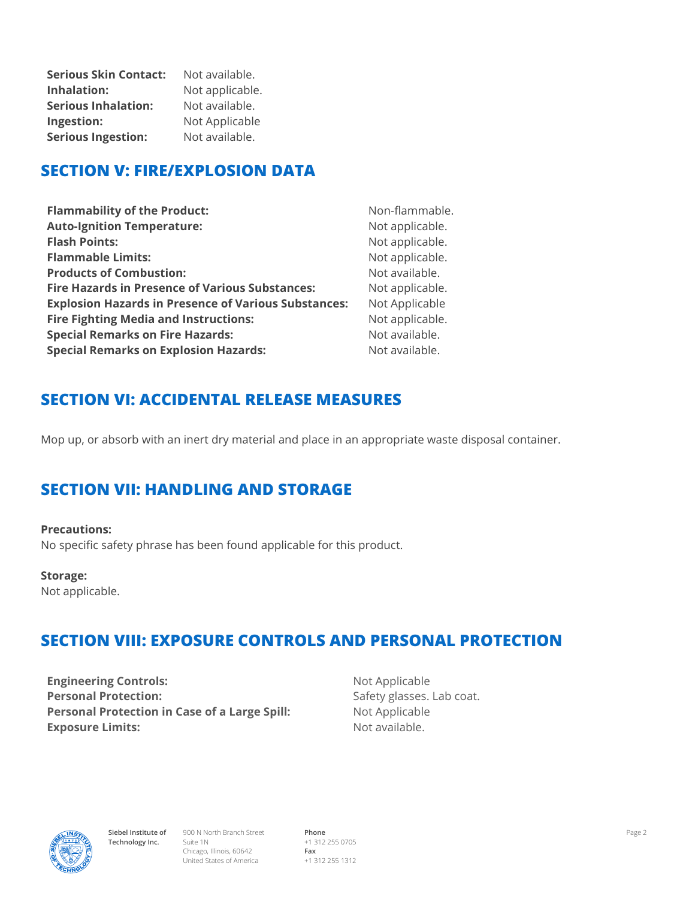**Serious Skin Contact:** Not available.
**Inhalation:** Not applicable.
**Serious Inhalation:** Not available.
**Ingestion:** Not Applicable
**Serious Ingestion:** Not available.

## SECTION V: FIRE/EXPLOSION DATA

| | |
|---|---|
| **Flammability of the Product:** | Non-flammable. |
| **Auto-Ignition Temperature:** | Not applicable. |
| **Flash Points:** | Not applicable. |
| **Flammable Limits:** | Not applicable. |
| **Products of Combustion:** | Not available. |
| **Fire Hazards in Presence of Various Substances:** | Not applicable. |
| **Explosion Hazards in Presence of Various Substances:** | Not Applicable |
| **Fire Fighting Media and Instructions:** | Not applicable. |
| **Special Remarks on Fire Hazards:** | Not available. |
| **Special Remarks on Explosion Hazards:** | Not available. |

## SECTION VI: ACCIDENTAL RELEASE MEASURES

Mop up, or absorb with an inert dry material and place in an appropriate waste disposal container.

## SECTION VII: HANDLING AND STORAGE

**Precautions:**
No specific safety phrase has been found applicable for this product.

**Storage:**
Not applicable.

## SECTION VIII: EXPOSURE CONTROLS AND PERSONAL PROTECTION

| | |
|---|---|
| **Engineering Controls:** | Not Applicable |
| **Personal Protection:** | Safety glasses. Lab coat. |
| **Personal Protection in Case of a Large Spill:** | Not Applicable |
| **Exposure Limits:** | Not available. |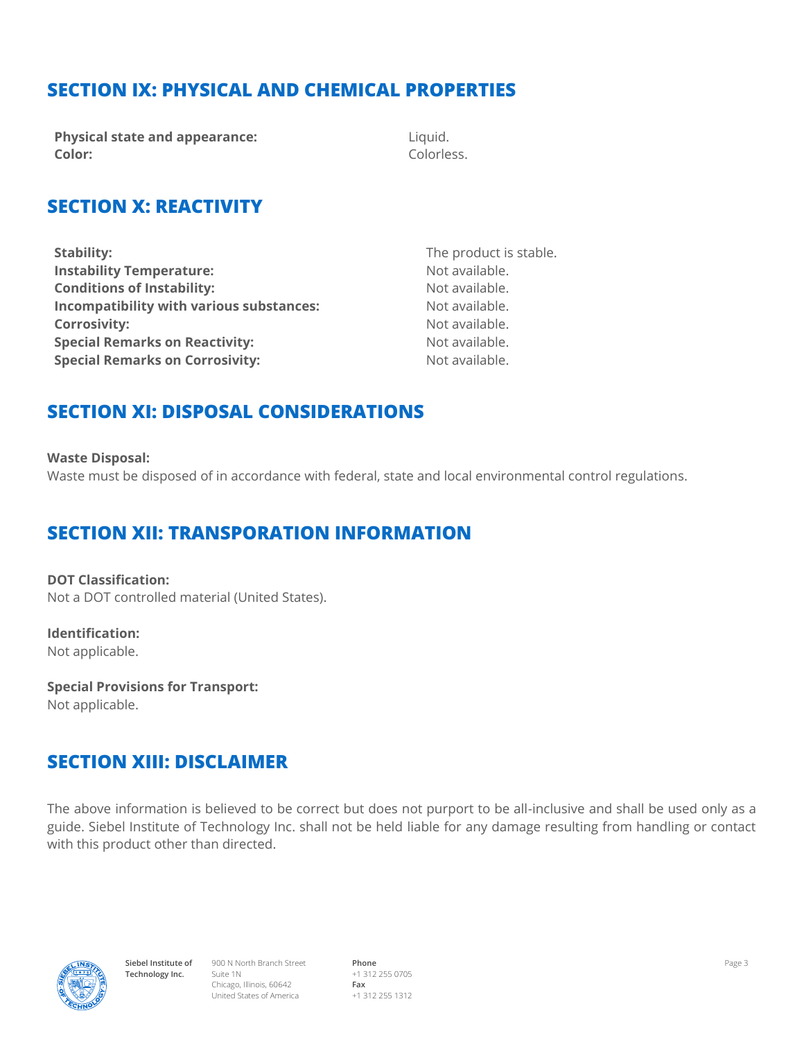## SECTION IX: PHYSICAL AND CHEMICAL PROPERTIES

| | |
|---|---|
| **Physical state and appearance:** | Liquid. |
| **Color:** | Colorless. |

## SECTION X: REACTIVITY

| | |
|---|---|
| **Stability:** | The product is stable. |
| **Instability Temperature:** | Not available. |
| **Conditions of Instability:** | Not available. |
| **Incompatibility with various substances:** | Not available. |
| **Corrosivity:** | Not available. |
| **Special Remarks on Reactivity:** | Not available. |
| **Special Remarks on Corrosivity:** | Not available. |

## SECTION XI: DISPOSAL CONSIDERATIONS

**Waste Disposal:**
Waste must be disposed of in accordance with federal, state and local environmental control regulations.

## SECTION XII: TRANSPORATION INFORMATION

**DOT Classification:**
Not a DOT controlled material (United States).

**Identification:**
Not applicable.

**Special Provisions for Transport:**
Not applicable.

## SECTION XIII: DISCLAIMER

The above information is believed to be correct but does not purport to be all-inclusive and shall be used only as a guide. Siebel Institute of Technology Inc. shall not be held liable for any damage resulting from handling or contact with this product other than directed.

**Siebel Institute of Technology Inc.**
900 N North Branch Street
Suite 1N
Chicago, Illinois, 60642
United States of America

**Phone**
+1 312 255 0705
**Fax**
+1 312 255 1312